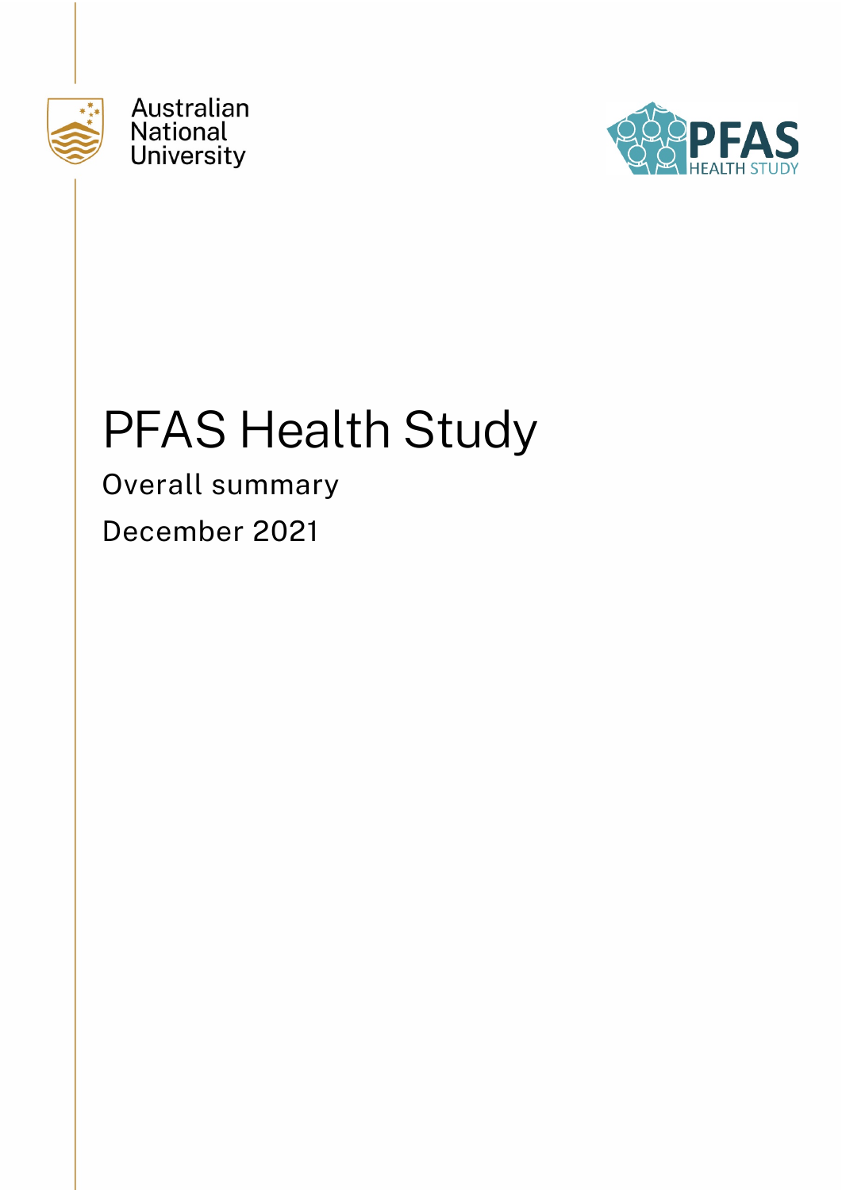Australian National University

PFAS HEALTH STUDY

# PFAS Health Study

Overall summary

December 2021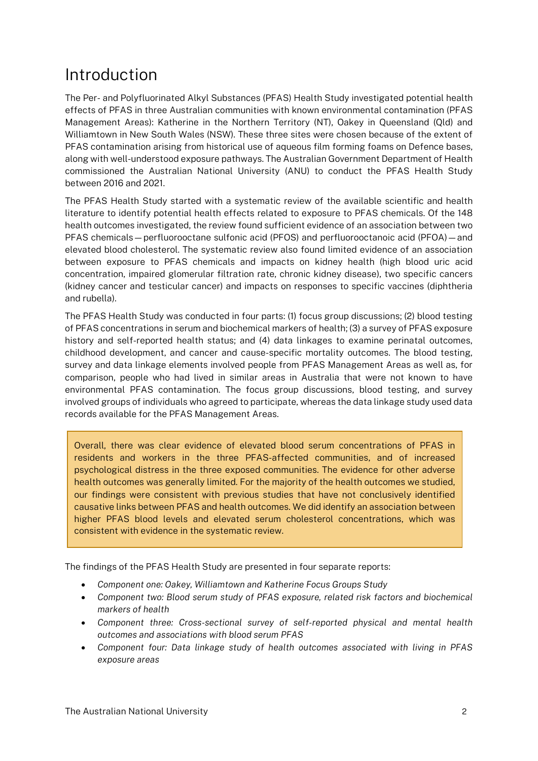# Introduction

The Per- and Polyfluorinated Alkyl Substances (PFAS) Health Study investigated potential health effects of PFAS in three Australian communities with known environmental contamination (PFAS Management Areas): Katherine in the Northern Territory (NT), Oakey in Queensland (Qld) and Williamtown in New South Wales (NSW). These three sites were chosen because of the extent of PFAS contamination arising from historical use of aqueous film forming foams on Defence bases, along with well-understood exposure pathways. The Australian Government Department of Health commissioned the Australian National University (ANU) to conduct the PFAS Health Study between 2016 and 2021.

The PFAS Health Study started with a systematic review of the available scientific and health literature to identify potential health effects related to exposure to PFAS chemicals. Of the 148 health outcomes investigated, the review found sufficient evidence of an association between two PFAS chemicals — perfluorooctane sulfonic acid (PFOS) and perfluorooctanoic acid (PFOA) — and elevated blood cholesterol. The systematic review also found limited evidence of an association between exposure to PFAS chemicals and impacts on kidney health (high blood uric acid concentration, impaired glomerular filtration rate, chronic kidney disease), two specific cancers (kidney cancer and testicular cancer) and impacts on responses to specific vaccines (diphtheria and rubella).

The PFAS Health Study was conducted in four parts: (1) focus group discussions; (2) blood testing of PFAS concentrations in serum and biochemical markers of health; (3) a survey of PFAS exposure history and self-reported health status; and (4) data linkages to examine perinatal outcomes, childhood development, and cancer and cause-specific mortality outcomes. The blood testing, survey and data linkage elements involved people from PFAS Management Areas as well as, for comparison, people who had lived in similar areas in Australia that were not known to have environmental PFAS contamination. The focus group discussions, blood testing, and survey involved groups of individuals who agreed to participate, whereas the data linkage study used data records available for the PFAS Management Areas.

> Overall, there was clear evidence of elevated blood serum concentrations of PFAS in residents and workers in the three PFAS-affected communities, and of increased psychological distress in the three exposed communities. The evidence for other adverse health outcomes was generally limited. For the majority of the health outcomes we studied, our findings were consistent with previous studies that have not conclusively identified causative links between PFAS and health outcomes. We did identify an association between higher PFAS blood levels and elevated serum cholesterol concentrations, which was consistent with evidence in the systematic review.

The findings of the PFAS Health Study are presented in four separate reports:

- *Component one: Oakey, Williamtown and Katherine Focus Groups Study*
- *Component two: Blood serum study of PFAS exposure, related risk factors and biochemical markers of health*
- *Component three: Cross-sectional survey of self-reported physical and mental health outcomes and associations with blood serum PFAS*
- *Component four: Data linkage study of health outcomes associated with living in PFAS exposure areas*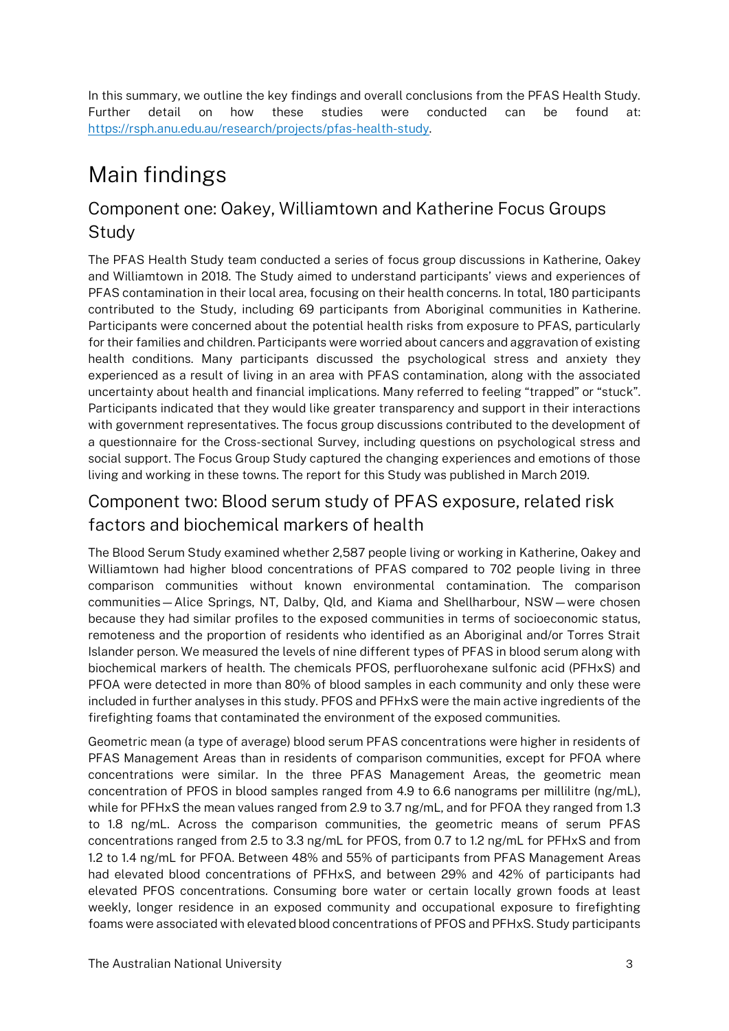In this summary, we outline the key findings and overall conclusions from the PFAS Health Study. Further detail on how these studies were conducted can be found at: [https://rsph.anu.edu.au/research/projects/pfas-health-study](https://rsph.anu.edu.au/research/projects/pfas-health-study).

# Main findings

## Component one: Oakey, Williamtown and Katherine Focus Groups Study

The PFAS Health Study team conducted a series of focus group discussions in Katherine, Oakey and Williamtown in 2018. The Study aimed to understand participants' views and experiences of PFAS contamination in their local area, focusing on their health concerns. In total, 180 participants contributed to the Study, including 69 participants from Aboriginal communities in Katherine. Participants were concerned about the potential health risks from exposure to PFAS, particularly for their families and children. Participants were worried about cancers and aggravation of existing health conditions. Many participants discussed the psychological stress and anxiety they experienced as a result of living in an area with PFAS contamination, along with the associated uncertainty about health and financial implications. Many referred to feeling "trapped" or "stuck". Participants indicated that they would like greater transparency and support in their interactions with government representatives. The focus group discussions contributed to the development of a questionnaire for the Cross-sectional Survey, including questions on psychological stress and social support. The Focus Group Study captured the changing experiences and emotions of those living and working in these towns. The report for this Study was published in March 2019.

## Component two: Blood serum study of PFAS exposure, related risk factors and biochemical markers of health

The Blood Serum Study examined whether 2,587 people living or working in Katherine, Oakey and Williamtown had higher blood concentrations of PFAS compared to 702 people living in three comparison communities without known environmental contamination. The comparison communities — Alice Springs, NT, Dalby, Qld, and Kiama and Shellharbour, NSW — were chosen because they had similar profiles to the exposed communities in terms of socioeconomic status, remoteness and the proportion of residents who identified as an Aboriginal and/or Torres Strait Islander person. We measured the levels of nine different types of PFAS in blood serum along with biochemical markers of health. The chemicals PFOS, perfluorohexane sulfonic acid (PFHxS) and PFOA were detected in more than 80% of blood samples in each community and only these were included in further analyses in this study. PFOS and PFHxS were the main active ingredients of the firefighting foams that contaminated the environment of the exposed communities.

Geometric mean (a type of average) blood serum PFAS concentrations were higher in residents of PFAS Management Areas than in residents of comparison communities, except for PFOA where concentrations were similar. In the three PFAS Management Areas, the geometric mean concentration of PFOS in blood samples ranged from 4.9 to 6.6 nanograms per millilitre (ng/mL), while for PFHxS the mean values ranged from 2.9 to 3.7 ng/mL, and for PFOA they ranged from 1.3 to 1.8 ng/mL. Across the comparison communities, the geometric means of serum PFAS concentrations ranged from 2.5 to 3.3 ng/mL for PFOS, from 0.7 to 1.2 ng/mL for PFHxS and from 1.2 to 1.4 ng/mL for PFOA. Between 48% and 55% of participants from PFAS Management Areas had elevated blood concentrations of PFHxS, and between 29% and 42% of participants had elevated PFOS concentrations. Consuming bore water or certain locally grown foods at least weekly, longer residence in an exposed community and occupational exposure to firefighting foams were associated with elevated blood concentrations of PFOS and PFHxS. Study participants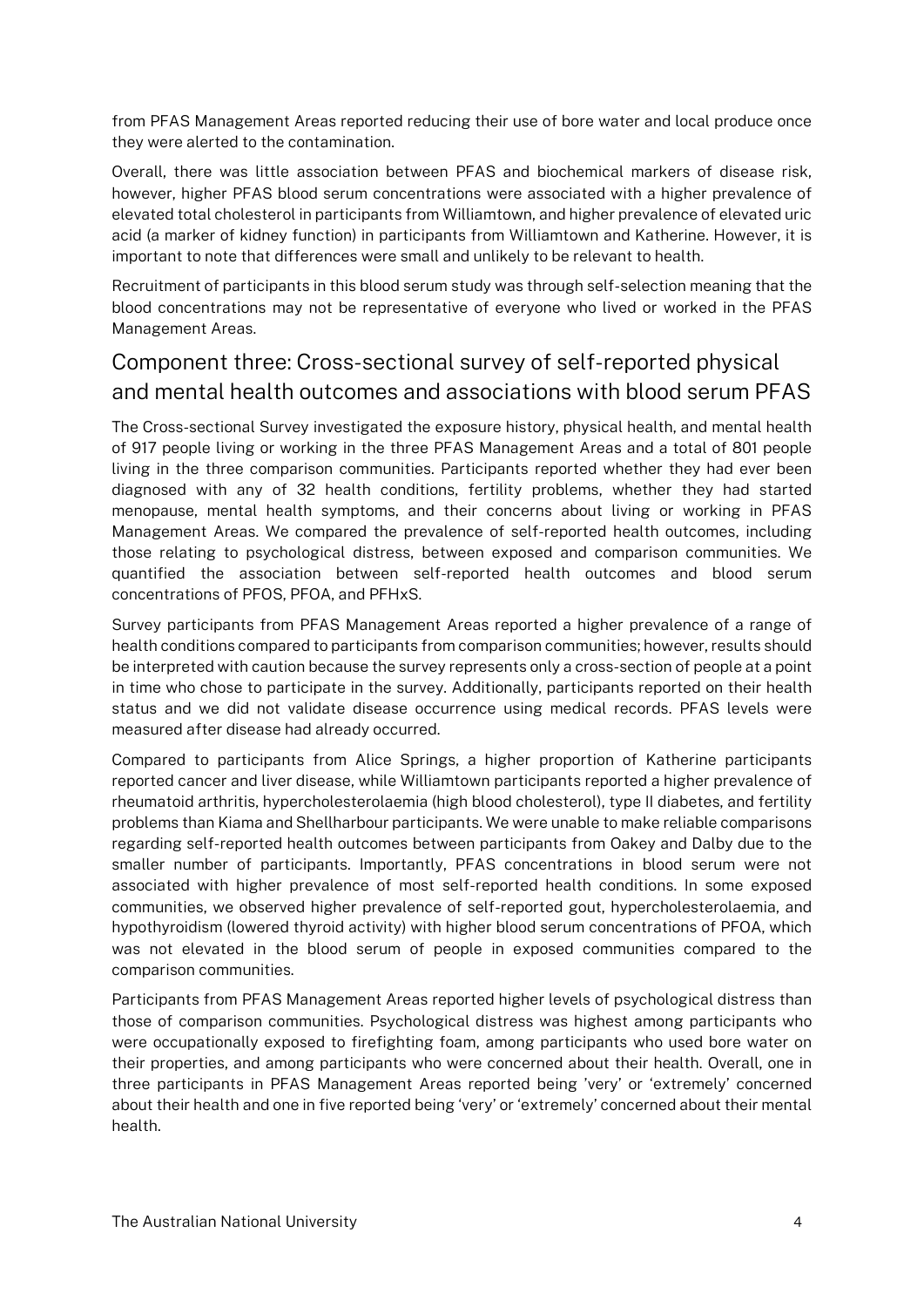from PFAS Management Areas reported reducing their use of bore water and local produce once they were alerted to the contamination.

Overall, there was little association between PFAS and biochemical markers of disease risk, however, higher PFAS blood serum concentrations were associated with a higher prevalence of elevated total cholesterol in participants from Williamtown, and higher prevalence of elevated uric acid (a marker of kidney function) in participants from Williamtown and Katherine. However, it is important to note that differences were small and unlikely to be relevant to health.

Recruitment of participants in this blood serum study was through self-selection meaning that the blood concentrations may not be representative of everyone who lived or worked in the PFAS Management Areas.

## Component three: Cross-sectional survey of self-reported physical and mental health outcomes and associations with blood serum PFAS

The Cross-sectional Survey investigated the exposure history, physical health, and mental health of 917 people living or working in the three PFAS Management Areas and a total of 801 people living in the three comparison communities. Participants reported whether they had ever been diagnosed with any of 32 health conditions, fertility problems, whether they had started menopause, mental health symptoms, and their concerns about living or working in PFAS Management Areas. We compared the prevalence of self-reported health outcomes, including those relating to psychological distress, between exposed and comparison communities. We quantified the association between self-reported health outcomes and blood serum concentrations of PFOS, PFOA, and PFHxS.

Survey participants from PFAS Management Areas reported a higher prevalence of a range of health conditions compared to participants from comparison communities; however, results should be interpreted with caution because the survey represents only a cross-section of people at a point in time who chose to participate in the survey. Additionally, participants reported on their health status and we did not validate disease occurrence using medical records. PFAS levels were measured after disease had already occurred.

Compared to participants from Alice Springs, a higher proportion of Katherine participants reported cancer and liver disease, while Williamtown participants reported a higher prevalence of rheumatoid arthritis, hypercholesterolaemia (high blood cholesterol), type II diabetes, and fertility problems than Kiama and Shellharbour participants. We were unable to make reliable comparisons regarding self-reported health outcomes between participants from Oakey and Dalby due to the smaller number of participants. Importantly, PFAS concentrations in blood serum were not associated with higher prevalence of most self-reported health conditions. In some exposed communities, we observed higher prevalence of self-reported gout, hypercholesterolaemia, and hypothyroidism (lowered thyroid activity) with higher blood serum concentrations of PFOA, which was not elevated in the blood serum of people in exposed communities compared to the comparison communities.

Participants from PFAS Management Areas reported higher levels of psychological distress than those of comparison communities. Psychological distress was highest among participants who were occupationally exposed to firefighting foam, among participants who used bore water on their properties, and among participants who were concerned about their health. Overall, one in three participants in PFAS Management Areas reported being 'very' or 'extremely' concerned about their health and one in five reported being 'very' or 'extremely' concerned about their mental health.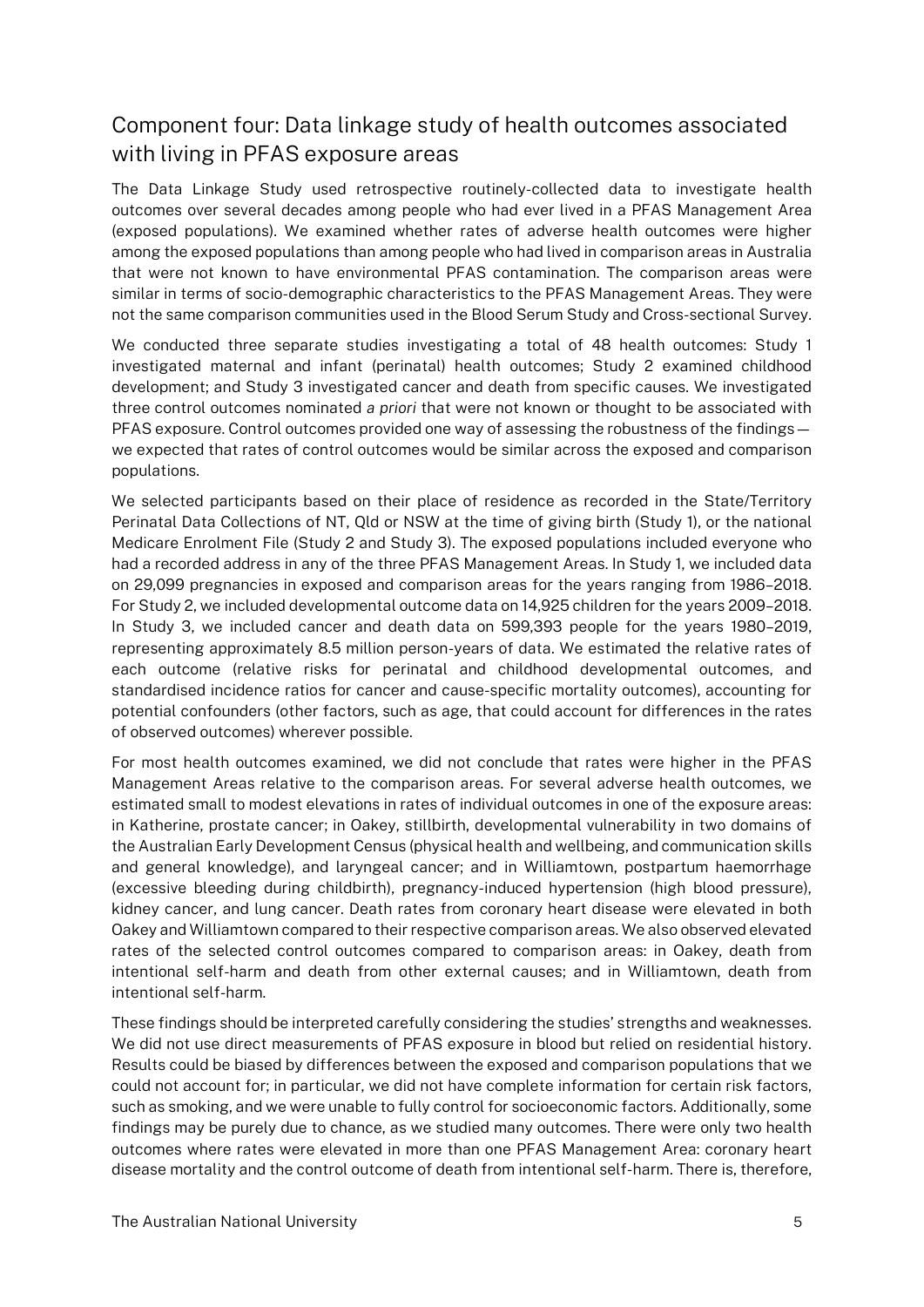## Component four: Data linkage study of health outcomes associated with living in PFAS exposure areas

The Data Linkage Study used retrospective routinely-collected data to investigate health outcomes over several decades among people who had ever lived in a PFAS Management Area (exposed populations). We examined whether rates of adverse health outcomes were higher among the exposed populations than among people who had lived in comparison areas in Australia that were not known to have environmental PFAS contamination. The comparison areas were similar in terms of socio-demographic characteristics to the PFAS Management Areas. They were not the same comparison communities used in the Blood Serum Study and Cross-sectional Survey.

We conducted three separate studies investigating a total of 48 health outcomes: Study 1 investigated maternal and infant (perinatal) health outcomes; Study 2 examined childhood development; and Study 3 investigated cancer and death from specific causes. We investigated three control outcomes nominated *a priori* that were not known or thought to be associated with PFAS exposure. Control outcomes provided one way of assessing the robustness of the findings — we expected that rates of control outcomes would be similar across the exposed and comparison populations.

We selected participants based on their place of residence as recorded in the State/Territory Perinatal Data Collections of NT, Qld or NSW at the time of giving birth (Study 1), or the national Medicare Enrolment File (Study 2 and Study 3). The exposed populations included everyone who had a recorded address in any of the three PFAS Management Areas. In Study 1, we included data on 29,099 pregnancies in exposed and comparison areas for the years ranging from 1986–2018. For Study 2, we included developmental outcome data on 14,925 children for the years 2009–2018. In Study 3, we included cancer and death data on 599,393 people for the years 1980–2019, representing approximately 8.5 million person-years of data. We estimated the relative rates of each outcome (relative risks for perinatal and childhood developmental outcomes, and standardised incidence ratios for cancer and cause-specific mortality outcomes), accounting for potential confounders (other factors, such as age, that could account for differences in the rates of observed outcomes) wherever possible.

For most health outcomes examined, we did not conclude that rates were higher in the PFAS Management Areas relative to the comparison areas. For several adverse health outcomes, we estimated small to modest elevations in rates of individual outcomes in one of the exposure areas: in Katherine, prostate cancer; in Oakey, stillbirth, developmental vulnerability in two domains of the Australian Early Development Census (physical health and wellbeing, and communication skills and general knowledge), and laryngeal cancer; and in Williamtown, postpartum haemorrhage (excessive bleeding during childbirth), pregnancy-induced hypertension (high blood pressure), kidney cancer, and lung cancer. Death rates from coronary heart disease were elevated in both Oakey and Williamtown compared to their respective comparison areas. We also observed elevated rates of the selected control outcomes compared to comparison areas: in Oakey, death from intentional self-harm and death from other external causes; and in Williamtown, death from intentional self-harm.

These findings should be interpreted carefully considering the studies' strengths and weaknesses. We did not use direct measurements of PFAS exposure in blood but relied on residential history. Results could be biased by differences between the exposed and comparison populations that we could not account for; in particular, we did not have complete information for certain risk factors, such as smoking, and we were unable to fully control for socioeconomic factors. Additionally, some findings may be purely due to chance, as we studied many outcomes. There were only two health outcomes where rates were elevated in more than one PFAS Management Area: coronary heart disease mortality and the control outcome of death from intentional self-harm. There is, therefore,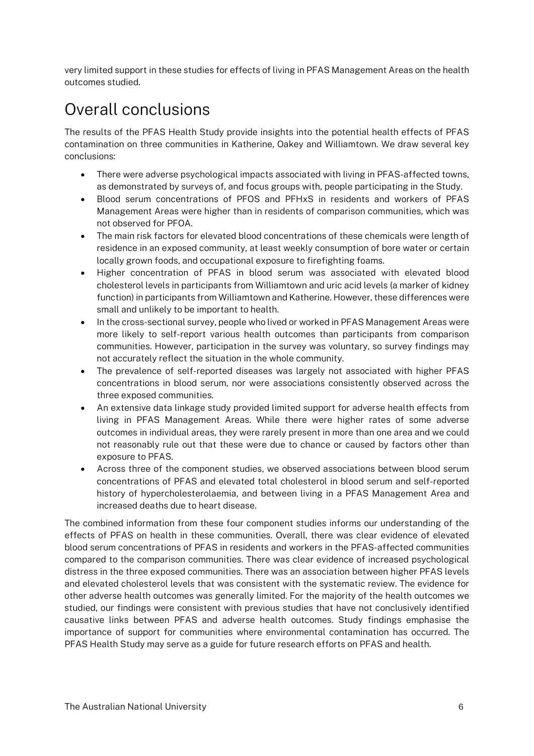very limited support in these studies for effects of living in PFAS Management Areas on the health outcomes studied.

# Overall conclusions

The results of the PFAS Health Study provide insights into the potential health effects of PFAS contamination on three communities in Katherine, Oakey and Williamtown. We draw several key conclusions:

- There were adverse psychological impacts associated with living in PFAS-affected towns, as demonstrated by surveys of, and focus groups with, people participating in the Study.
- Blood serum concentrations of PFOS and PFHxS in residents and workers of PFAS Management Areas were higher than in residents of comparison communities, which was not observed for PFOA.
- The main risk factors for elevated blood concentrations of these chemicals were length of residence in an exposed community, at least weekly consumption of bore water or certain locally grown foods, and occupational exposure to firefighting foams.
- Higher concentration of PFAS in blood serum was associated with elevated blood cholesterol levels in participants from Williamtown and uric acid levels (a marker of kidney function) in participants from Williamtown and Katherine. However, these differences were small and unlikely to be important to health.
- In the cross-sectional survey, people who lived or worked in PFAS Management Areas were more likely to self-report various health outcomes than participants from comparison communities. However, participation in the survey was voluntary, so survey findings may not accurately reflect the situation in the whole community.
- The prevalence of self-reported diseases was largely not associated with higher PFAS concentrations in blood serum, nor were associations consistently observed across the three exposed communities.
- An extensive data linkage study provided limited support for adverse health effects from living in PFAS Management Areas. While there were higher rates of some adverse outcomes in individual areas, they were rarely present in more than one area and we could not reasonably rule out that these were due to chance or caused by factors other than exposure to PFAS.
- Across three of the component studies, we observed associations between blood serum concentrations of PFAS and elevated total cholesterol in blood serum and self-reported history of hypercholesterolaemia, and between living in a PFAS Management Area and increased deaths due to heart disease.

The combined information from these four component studies informs our understanding of the effects of PFAS on health in these communities. Overall, there was clear evidence of elevated blood serum concentrations of PFAS in residents and workers in the PFAS-affected communities compared to the comparison communities. There was clear evidence of increased psychological distress in the three exposed communities. There was an association between higher PFAS levels and elevated cholesterol levels that was consistent with the systematic review. The evidence for other adverse health outcomes was generally limited. For the majority of the health outcomes we studied, our findings were consistent with previous studies that have not conclusively identified causative links between PFAS and adverse health outcomes. Study findings emphasise the importance of support for communities where environmental contamination has occurred. The PFAS Health Study may serve as a guide for future research efforts on PFAS and health.